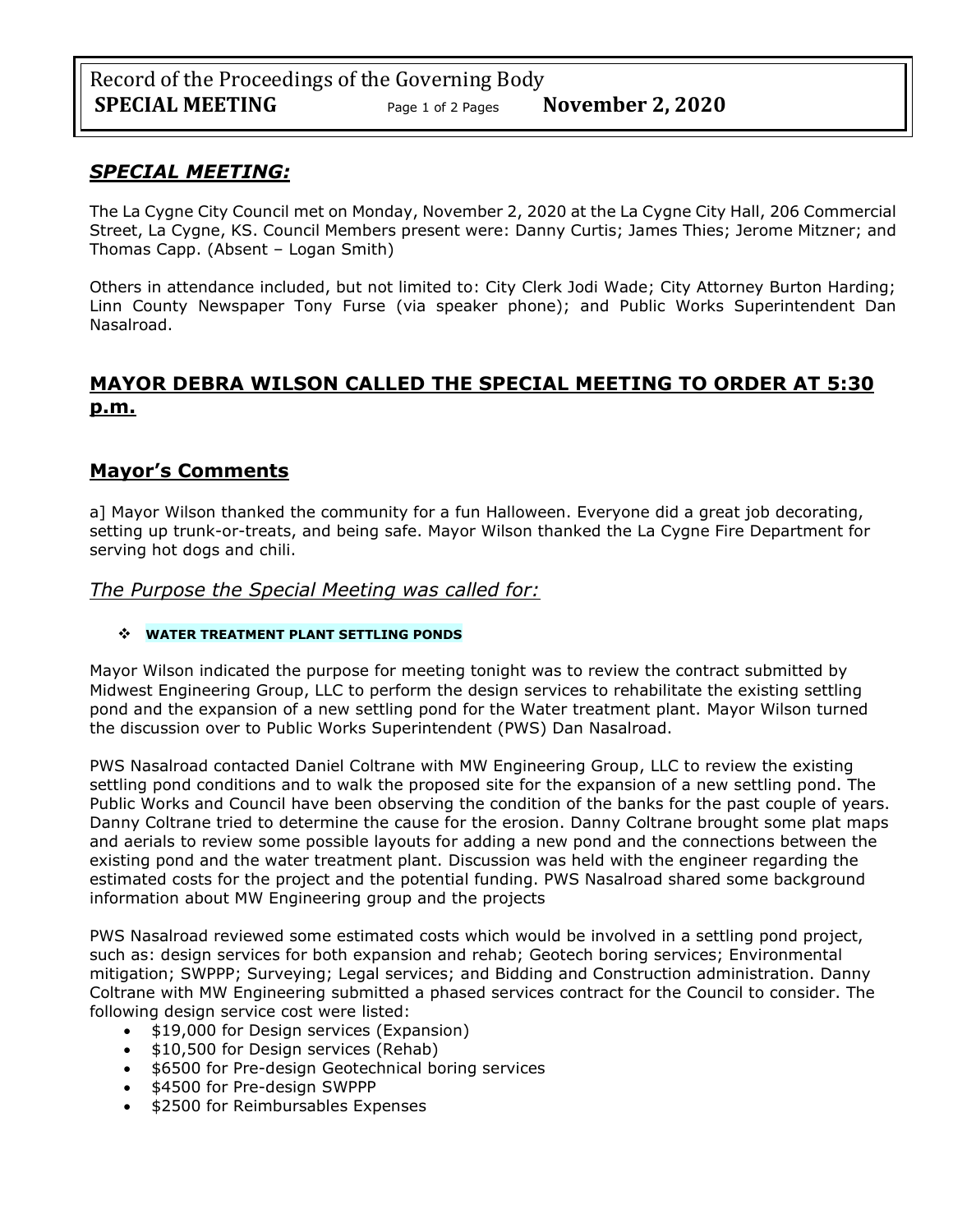Record of the Proceedings of the Governing Body
**SPECIAL MEETING** **November 2, 2020**

## ***SPECIAL MEETING:***

The La Cygne City Council met on Monday, November 2, 2020 at the La Cygne City Hall, 206 Commercial Street, La Cygne, KS. Council Members present were: Danny Curtis; James Thies; Jerome Mitzner; and Thomas Capp. (Absent – Logan Smith)

Others in attendance included, but not limited to: City Clerk Jodi Wade; City Attorney Burton Harding; Linn County Newspaper Tony Furse (via speaker phone); and Public Works Superintendent Dan Nasalroad.

## **MAYOR DEBRA WILSON CALLED THE SPECIAL MEETING TO ORDER AT 5:30 p.m.**

## **Mayor's Comments**

a] Mayor Wilson thanked the community for a fun Halloween. Everyone did a great job decorating, setting up trunk-or-treats, and being safe. Mayor Wilson thanked the La Cygne Fire Department for serving hot dogs and chili.

### *The Purpose the Special Meeting was called for:*

- **WATER TREATMENT PLANT SETTLING PONDS**

Mayor Wilson indicated the purpose for meeting tonight was to review the contract submitted by Midwest Engineering Group, LLC to perform the design services to rehabilitate the existing settling pond and the expansion of a new settling pond for the Water treatment plant. Mayor Wilson turned the discussion over to Public Works Superintendent (PWS) Dan Nasalroad.

PWS Nasalroad contacted Daniel Coltrane with MW Engineering Group, LLC to review the existing settling pond conditions and to walk the proposed site for the expansion of a new settling pond. The Public Works and Council have been observing the condition of the banks for the past couple of years. Danny Coltrane tried to determine the cause for the erosion. Danny Coltrane brought some plat maps and aerials to review some possible layouts for adding a new pond and the connections between the existing pond and the water treatment plant. Discussion was held with the engineer regarding the estimated costs for the project and the potential funding. PWS Nasalroad shared some background information about MW Engineering group and the projects

PWS Nasalroad reviewed some estimated costs which would be involved in a settling pond project, such as: design services for both expansion and rehab; Geotech boring services; Environmental mitigation; SWPPP; Surveying; Legal services; and Bidding and Construction administration. Danny Coltrane with MW Engineering submitted a phased services contract for the Council to consider. The following design service cost were listed:

- $19,000 for Design services (Expansion)
- $10,500 for Design services (Rehab)
- $6500 for Pre-design Geotechnical boring services
- $4500 for Pre-design SWPPP
- $2500 for Reimbursables Expenses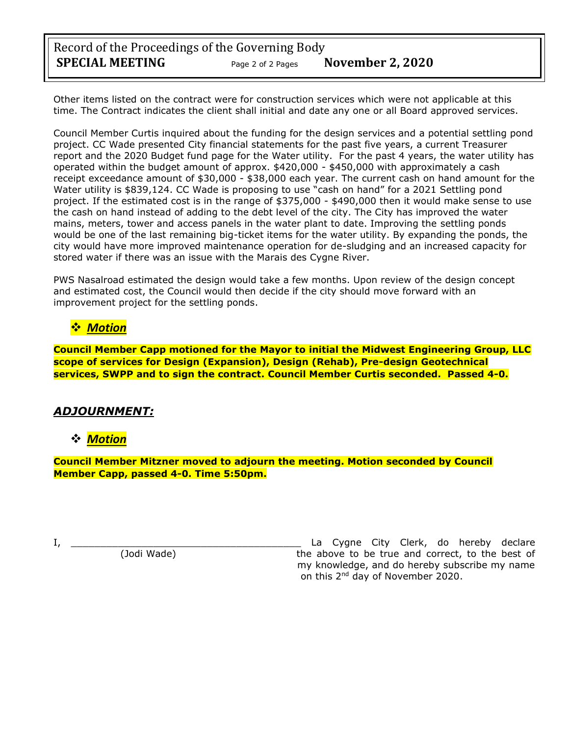Other items listed on the contract were for construction services which were not applicable at this time. The Contract indicates the client shall initial and date any one or all Board approved services.

Council Member Curtis inquired about the funding for the design services and a potential settling pond project. CC Wade presented City financial statements for the past five years, a current Treasurer report and the 2020 Budget fund page for the Water utility. For the past 4 years, the water utility has operated within the budget amount of approx. $420,000 - $450,000 with approximately a cash receipt exceedance amount of $30,000 - $38,000 each year. The current cash on hand amount for the Water utility is $839,124. CC Wade is proposing to use "cash on hand" for a 2021 Settling pond project. If the estimated cost is in the range of $375,000 - $490,000 then it would make sense to use the cash on hand instead of adding to the debt level of the city. The City has improved the water mains, meters, tower and access panels in the water plant to date. Improving the settling ponds would be one of the last remaining big-ticket items for the water utility. By expanding the ponds, the city would have more improved maintenance operation for de-sludging and an increased capacity for stored water if there was an issue with the Marais des Cygne River.

PWS Nasalroad estimated the design would take a few months. Upon review of the design concept and estimated cost, the Council would then decide if the city should move forward with an improvement project for the settling ponds.

- ***Motion***

**Council Member Capp motioned for the Mayor to initial the Midwest Engineering Group, LLC scope of services for Design (Expansion), Design (Rehab), Pre-design Geotechnical services, SWPP and to sign the contract. Council Member Curtis seconded. Passed 4-0.**

## *ADJOURNMENT:*

- ***Motion***

**Council Member Mitzner moved to adjourn the meeting. Motion seconded by Council Member Capp, passed 4-0. Time 5:50pm.**

I, ________________________________________ La Cygne City Clerk, do hereby declare the above to be true and correct, to the best of my knowledge, and do hereby subscribe my name on this 2nd day of November 2020.

(Jodi Wade)